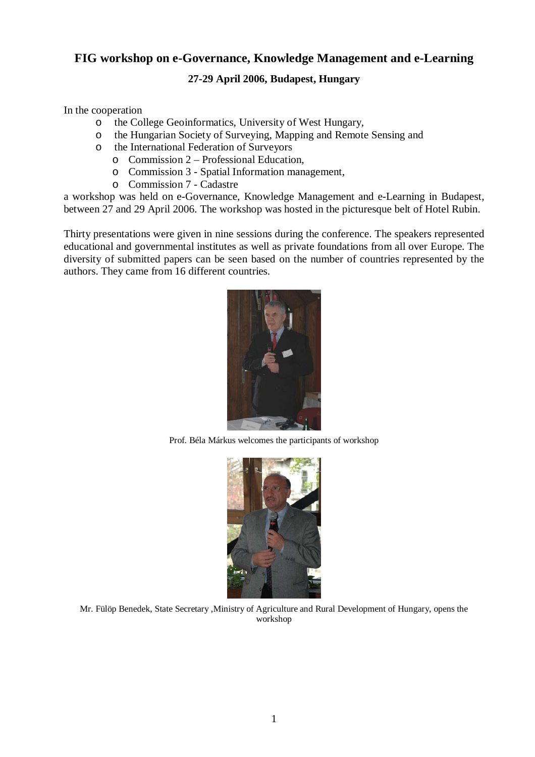# FIG workshop on e-Governance, Knowledge Management and e-Learning

### 27-29 April 2006, Budapest, Hungary

In the cooperation

- the College Geoinformatics, University of West Hungary,
- the Hungarian Society of Surveying, Mapping and Remote Sensing and
- the International Federation of Surveyors
  - Commission 2 – Professional Education,
  - Commission 3 - Spatial Information management,
  - Commission 7 - Cadastre

a workshop was held on e-Governance, Knowledge Management and e-Learning in Budapest, between 27 and 29 April 2006. The workshop was hosted in the picturesque belt of Hotel Rubin.

Thirty presentations were given in nine sessions during the conference. The speakers represented educational and governmental institutes as well as private foundations from all over Europe. The diversity of submitted papers can be seen based on the number of countries represented by the authors. They came from 16 different countries.

Prof. Béla Márkus welcomes the participants of workshop

Mr. Fülöp Benedek, State Secretary ,Ministry of Agriculture and Rural Development of Hungary, opens the workshop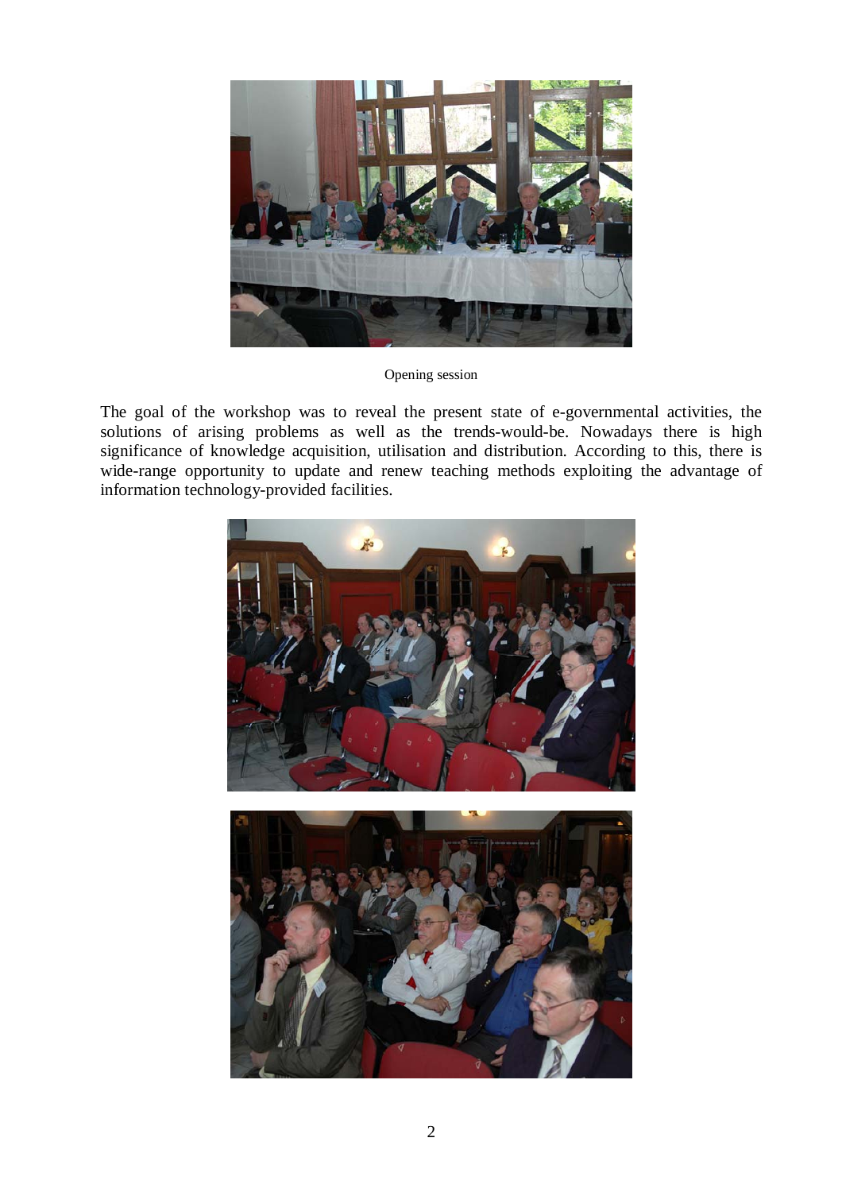Opening session

The goal of the workshop was to reveal the present state of e-governmental activities, the solutions of arising problems as well as the trends-would-be. Nowadays there is high significance of knowledge acquisition, utilisation and distribution. According to this, there is wide-range opportunity to update and renew teaching methods exploiting the advantage of information technology-provided facilities.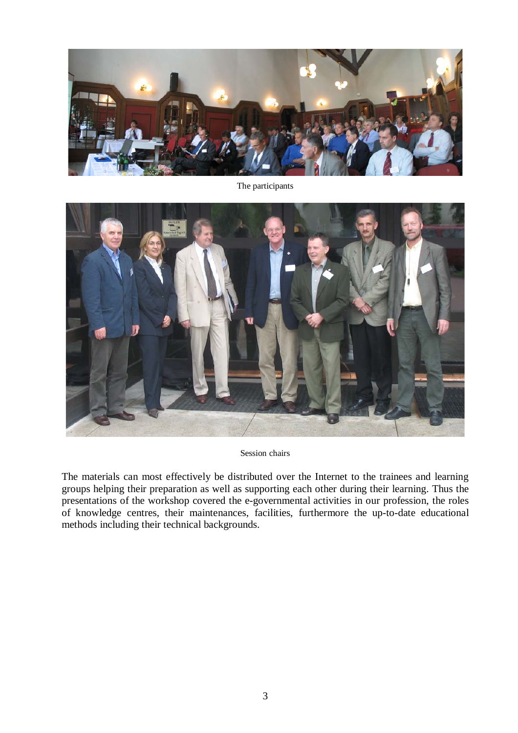The participants

Session chairs

The materials can most effectively be distributed over the Internet to the trainees and learning groups helping their preparation as well as supporting each other during their learning. Thus the presentations of the workshop covered the e-governmental activities in our profession, the roles of knowledge centres, their maintenances, facilities, furthermore the up-to-date educational methods including their technical backgrounds.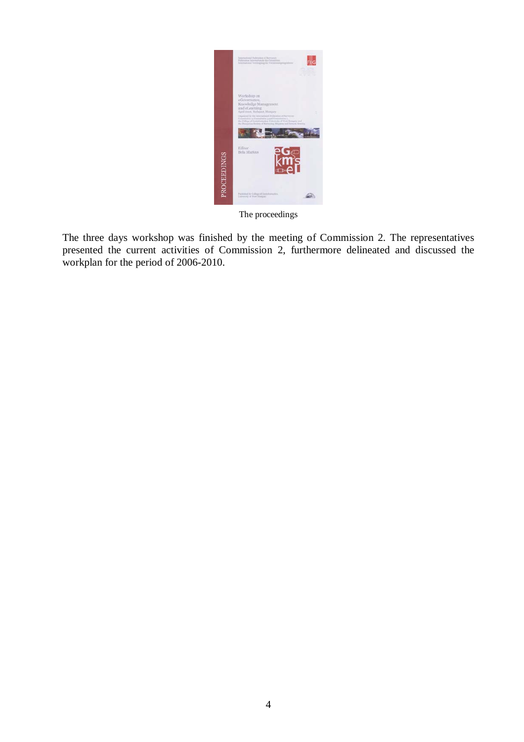The proceedings

The three days workshop was finished by the meeting of Commission 2. The representatives presented the current activities of Commission 2, furthermore delineated and discussed the workplan for the period of 2006-2010.